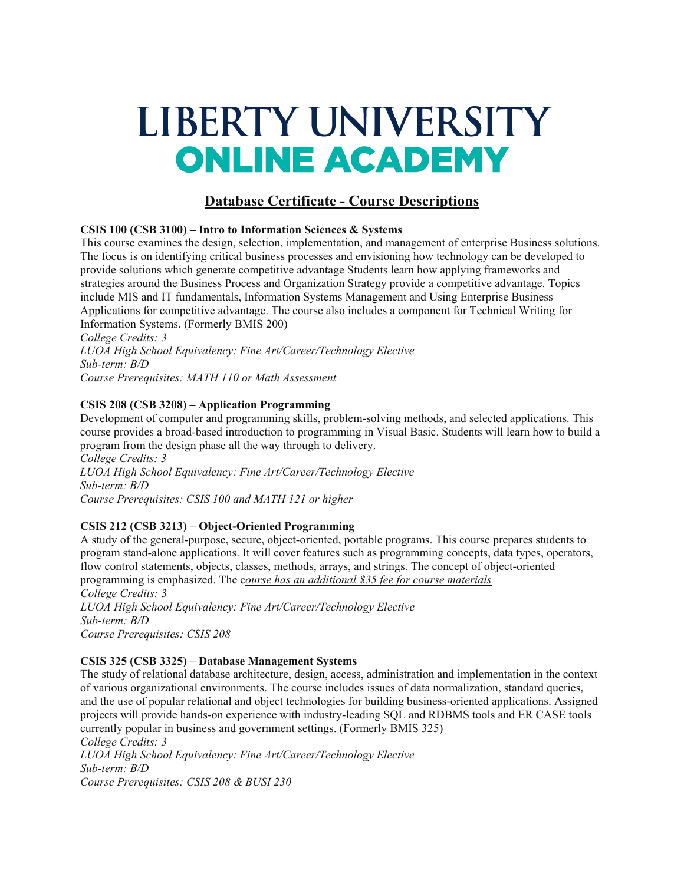# LIBERTY UNIVERSITY
# ONLINE ACADEMY

## Database Certificate - Course Descriptions

**CSIS 100 (CSB 3100) – Intro to Information Sciences & Systems**

This course examines the design, selection, implementation, and management of enterprise Business solutions. The focus is on identifying critical business processes and envisioning how technology can be developed to provide solutions which generate competitive advantage Students learn how applying frameworks and strategies around the Business Process and Organization Strategy provide a competitive advantage. Topics include MIS and IT fundamentals, Information Systems Management and Using Enterprise Business Applications for competitive advantage. The course also includes a component for Technical Writing for Information Systems. (Formerly BMIS 200)

*College Credits: 3*
*LUOA High School Equivalency: Fine Art/Career/Technology Elective*
*Sub-term: B/D*
*Course Prerequisites: MATH 110 or Math Assessment*

**CSIS 208 (CSB 3208) – Application Programming**

Development of computer and programming skills, problem-solving methods, and selected applications. This course provides a broad-based introduction to programming in Visual Basic. Students will learn how to build a program from the design phase all the way through to delivery.

*College Credits: 3*
*LUOA High School Equivalency: Fine Art/Career/Technology Elective*
*Sub-term: B/D*
*Course Prerequisites: CSIS 100 and MATH 121 or higher*

**CSIS 212 (CSB 3213) – Object-Oriented Programming**

A study of the general-purpose, secure, object-oriented, portable programs. This course prepares students to program stand-alone applications. It will cover features such as programming concepts, data types, operators, flow control statements, objects, classes, methods, arrays, and strings. The concept of object-oriented programming is emphasized. The c*ourse has an additional $35 fee for course materials*

*College Credits: 3*
*LUOA High School Equivalency: Fine Art/Career/Technology Elective*
*Sub-term: B/D*
*Course Prerequisites: CSIS 208*

**CSIS 325 (CSB 3325) – Database Management Systems**

The study of relational database architecture, design, access, administration and implementation in the context of various organizational environments. The course includes issues of data normalization, standard queries, and the use of popular relational and object technologies for building business-oriented applications. Assigned projects will provide hands-on experience with industry-leading SQL and RDBMS tools and ER CASE tools currently popular in business and government settings. (Formerly BMIS 325)

*College Credits: 3*
*LUOA High School Equivalency: Fine Art/Career/Technology Elective*
*Sub-term: B/D*
*Course Prerequisites: CSIS 208 & BUSI 230*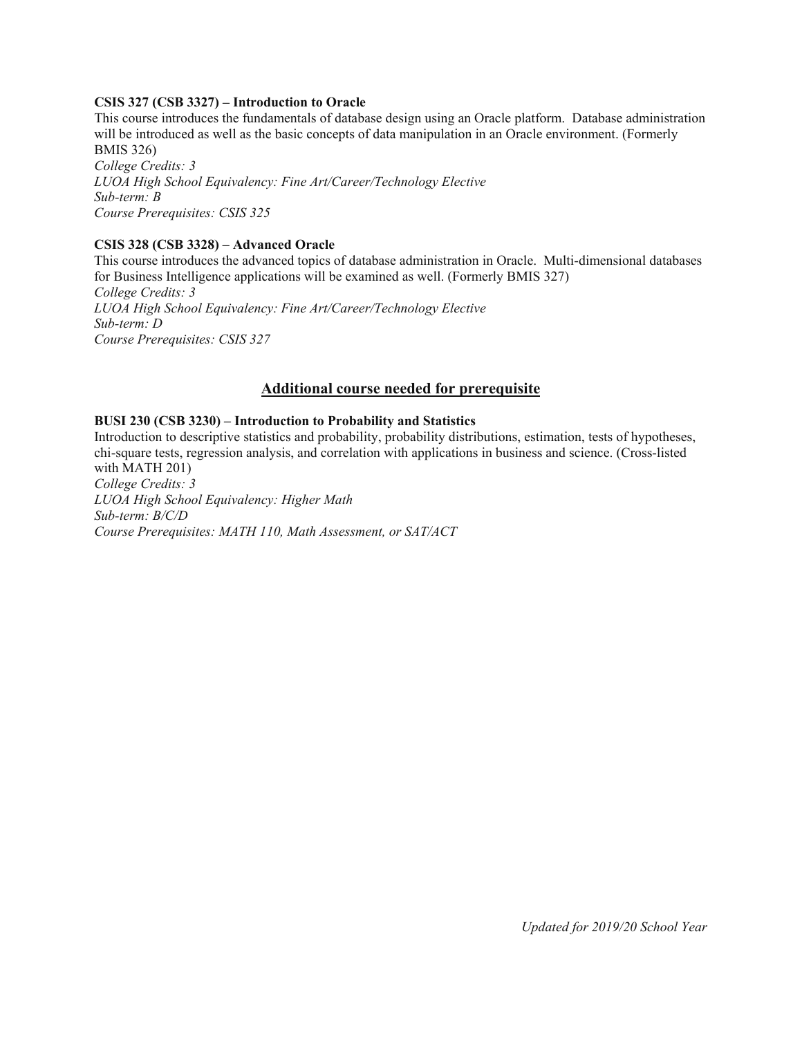**CSIS 327 (CSB 3327) – Introduction to Oracle**

This course introduces the fundamentals of database design using an Oracle platform. Database administration will be introduced as well as the basic concepts of data manipulation in an Oracle environment. (Formerly BMIS 326)

*College Credits: 3*
*LUOA High School Equivalency: Fine Art/Career/Technology Elective*
*Sub-term: B*
*Course Prerequisites: CSIS 325*

**CSIS 328 (CSB 3328) – Advanced Oracle**

This course introduces the advanced topics of database administration in Oracle. Multi-dimensional databases for Business Intelligence applications will be examined as well. (Formerly BMIS 327)

*College Credits: 3*
*LUOA High School Equivalency: Fine Art/Career/Technology Elective*
*Sub-term: D*
*Course Prerequisites: CSIS 327*

## Additional course needed for prerequisite

**BUSI 230 (CSB 3230) – Introduction to Probability and Statistics**

Introduction to descriptive statistics and probability, probability distributions, estimation, tests of hypotheses, chi-square tests, regression analysis, and correlation with applications in business and science. (Cross-listed with MATH 201)

*College Credits: 3*
*LUOA High School Equivalency: Higher Math*
*Sub-term: B/C/D*
*Course Prerequisites: MATH 110, Math Assessment, or SAT/ACT*

*Updated for 2019/20 School Year*